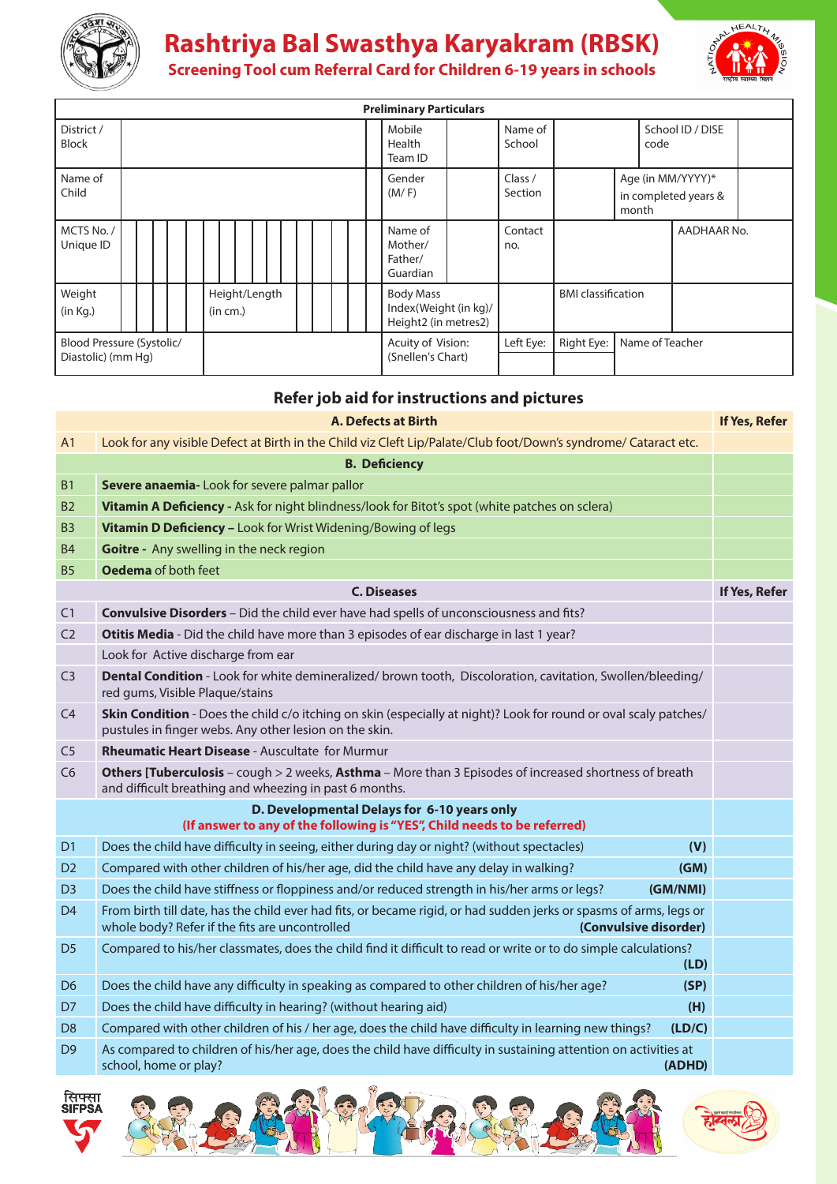# Rashtriya Bal Swasthya Karyakram (RBSK)

## Screening Tool cum Referral Card for Children 6-19 years in schools

| Preliminary Particulars | | | | | | | |
|---|---|---|---|---|---|---|---|
| District / Block | | Mobile Health Team ID | | Name of School | | School ID / DISE code | |
| Name of Child | | Gender (M/ F) | | Class / Section | | Age (in MM/YYYY)* in completed years & month | |
| MCTS No. / Unique ID | | Name of Mother/ Father/ Guardian | | Contact no. | | AADHAAR No. | |
| Weight (in Kg.) | Height/Length (in cm.) | Body Mass Index(Weight (in kg)/ Height2 (in metres2) | | BMI classification | | | |
| Blood Pressure (Systolic/ Diastolic) (mm Hg) | | Acuity of Vision: (Snellen's Chart) | | Left Eye: | Right Eye: | Name of Teacher | |

### Refer job aid for instructions and pictures

| | A. Defects at Birth | If Yes, Refer |
|---|---|---|
| A1 | Look for any visible Defect at Birth in the Child viz Cleft Lip/Palate/Club foot/Down's syndrome/ Cataract etc. | |
| | **B. Deficiency** | |
| B1 | **Severe anaemia-** Look for severe palmar pallor | |
| B2 | **Vitamin A Deficiency -** Ask for night blindness/look for Bitot's spot (white patches on sclera) | |
| B3 | **Vitamin D Deficiency –** Look for Wrist Widening/Bowing of legs | |
| B4 | **Goitre -** Any swelling in the neck region | |
| B5 | **Oedema** of both feet | |
| | **C. Diseases** | **If Yes, Refer** |
| C1 | **Convulsive Disorders** – Did the child ever have had spells of unconsciousness and fits? | |
| C2 | **Otitis Media** - Did the child have more than 3 episodes of ear discharge in last 1 year? | |
| | Look for Active discharge from ear | |
| C3 | **Dental Condition** - Look for white demineralized/ brown tooth, Discoloration, cavitation, Swollen/bleeding/ red gums, Visible Plaque/stains | |
| C4 | **Skin Condition** - Does the child c/o itching on skin (especially at night)? Look for round or oval scaly patches/ pustules in finger webs. Any other lesion on the skin. | |
| C5 | **Rheumatic Heart Disease** - Auscultate for Murmur | |
| C6 | **Others [Tuberculosis** – cough > 2 weeks, **Asthma** – More than 3 Episodes of increased shortness of breath and difficult breathing and wheezing in past 6 months. | |
| | **D. Developmental Delays for 6-10 years only** **(If answer to any of the following is "YES", Child needs to be referred)** | |
| D1 | Does the child have difficulty in seeing, either during day or night? (without spectacles) **(V)** | |
| D2 | Compared with other children of his/her age, did the child have any delay in walking? **(GM)** | |
| D3 | Does the child have stiffness or floppiness and/or reduced strength in his/her arms or legs? **(GM/NMI)** | |
| D4 | From birth till date, has the child ever had fits, or became rigid, or had sudden jerks or spasms of arms, legs or whole body? Refer if the fits are uncontrolled **(Convulsive disorder)** | |
| D5 | Compared to his/her classmates, does the child find it difficult to read or write or to do simple calculations? **(LD)** | |
| D6 | Does the child have any difficulty in speaking as compared to other children of his/her age? **(SP)** | |
| D7 | Does the child have difficulty in hearing? (without hearing aid) **(H)** | |
| D8 | Compared with other children of his / her age, does the child have difficulty in learning new things? **(LD/C)** | |
| D9 | As compared to children of his/her age, does the child have difficulty in sustaining attention on activities at school, home or play? **(ADHD)** | |

सिफ्सा SIFPSA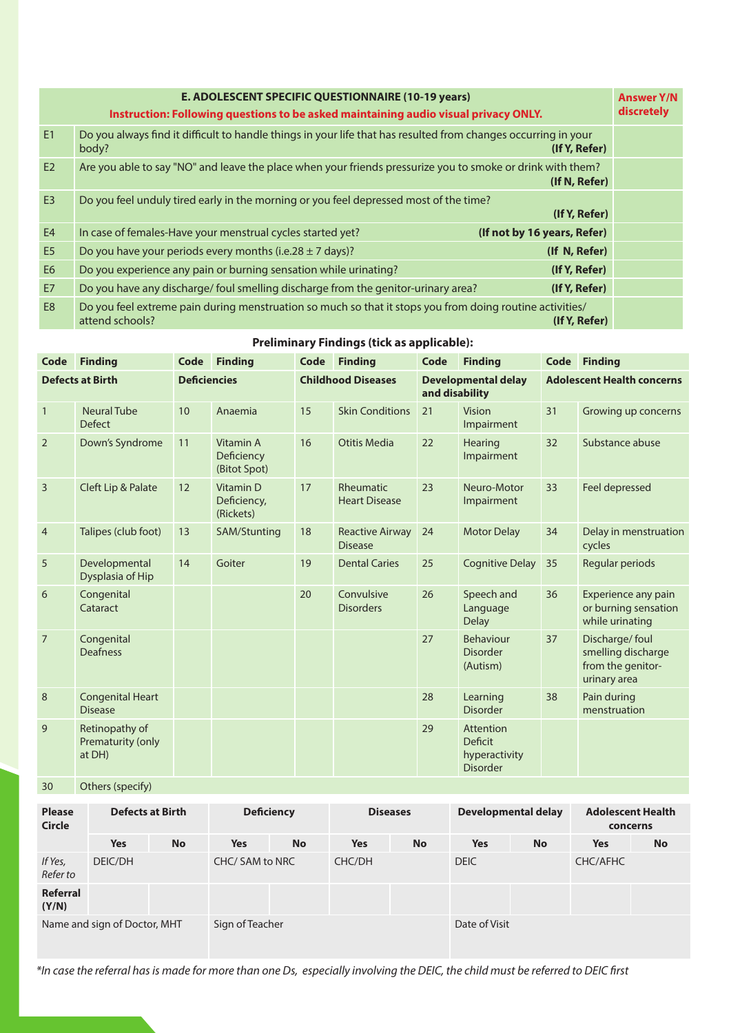| | E. ADOLESCENT SPECIFIC QUESTIONNAIRE (10-19 years)<br>Instruction: Following questions to be asked maintaining audio visual privacy ONLY. | Answer Y/N discretely |
|---|---|---|
| E1 | Do you always find it difficult to handle things in your life that has resulted from changes occurring in your body? **(If Y, Refer)** | |
| E2 | Are you able to say "NO" and leave the place when your friends pressurize you to smoke or drink with them? **(If N, Refer)** | |
| E3 | Do you feel unduly tired early in the morning or you feel depressed most of the time? **(If Y, Refer)** | |
| E4 | In case of females-Have your menstrual cycles started yet? **(If not by 16 years, Refer)** | |
| E5 | Do you have your periods every months (i.e.28 ± 7 days)? **(If N, Refer)** | |
| E6 | Do you experience any pain or burning sensation while urinating? **(If Y, Refer)** | |
| E7 | Do you have any discharge/ foul smelling discharge from the genitor-urinary area? **(If Y, Refer)** | |
| E8 | Do you feel extreme pain during menstruation so much so that it stops you from doing routine activities/ attend schools? **(If Y, Refer)** | |

**Preliminary Findings (tick as applicable):**

| Code | Finding | Code | Finding | Code | Finding | Code | Finding | Code | Finding |
|---|---|---|---|---|---|---|---|---|---|
| **Defects at Birth** | | **Deficiencies** | | **Childhood Diseases** | | **Developmental delay and disability** | | **Adolescent Health concerns** | |
| 1 | Neural Tube Defect | 10 | Anaemia | 15 | Skin Conditions | 21 | Vision Impairment | 31 | Growing up concerns |
| 2 | Down's Syndrome | 11 | Vitamin A Deficiency (Bitot Spot) | 16 | Otitis Media | 22 | Hearing Impairment | 32 | Substance abuse |
| 3 | Cleft Lip & Palate | 12 | Vitamin D Deficiency, (Rickets) | 17 | Rheumatic Heart Disease | 23 | Neuro-Motor Impairment | 33 | Feel depressed |
| 4 | Talipes (club foot) | 13 | SAM/Stunting | 18 | Reactive Airway Disease | 24 | Motor Delay | 34 | Delay in menstruation cycles |
| 5 | Developmental Dysplasia of Hip | 14 | Goiter | 19 | Dental Caries | 25 | Cognitive Delay | 35 | Regular periods |
| 6 | Congenital Cataract | | | 20 | Convulsive Disorders | 26 | Speech and Language Delay | 36 | Experience any pain or burning sensation while urinating |
| 7 | Congenital Deafness | | | | | 27 | Behaviour Disorder (Autism) | 37 | Discharge/ foul smelling discharge from the genitor-urinary area |
| 8 | Congenital Heart Disease | | | | | 28 | Learning Disorder | 38 | Pain during menstruation |
| 9 | Retinopathy of Prematurity (only at DH) | | | | | 29 | Attention Deficit hyperactivity Disorder | | |
| 30 | Others (specify) | | | | | | | | |

| Please Circle | Defects at Birth | | Deficiency | | Diseases | | Developmental delay | | Adolescent Health concerns | |
|---|---|---|---|---|---|---|---|---|---|---|
| | Yes | No | Yes | No | Yes | No | Yes | No | Yes | No |
| *If Yes, Refer to* | DEIC/DH | | CHC/ SAM to NRC | | CHC/DH | | DEIC | | CHC/AFHC | |
| **Referral (Y/N)** | | | | | | | | | | |
| Name and sign of Doctor, MHT | | | Sign of Teacher | | | | Date of Visit | | | |

*\*In case the referral has is made for more than one Ds, especially involving the DEIC, the child must be referred to DEIC first*